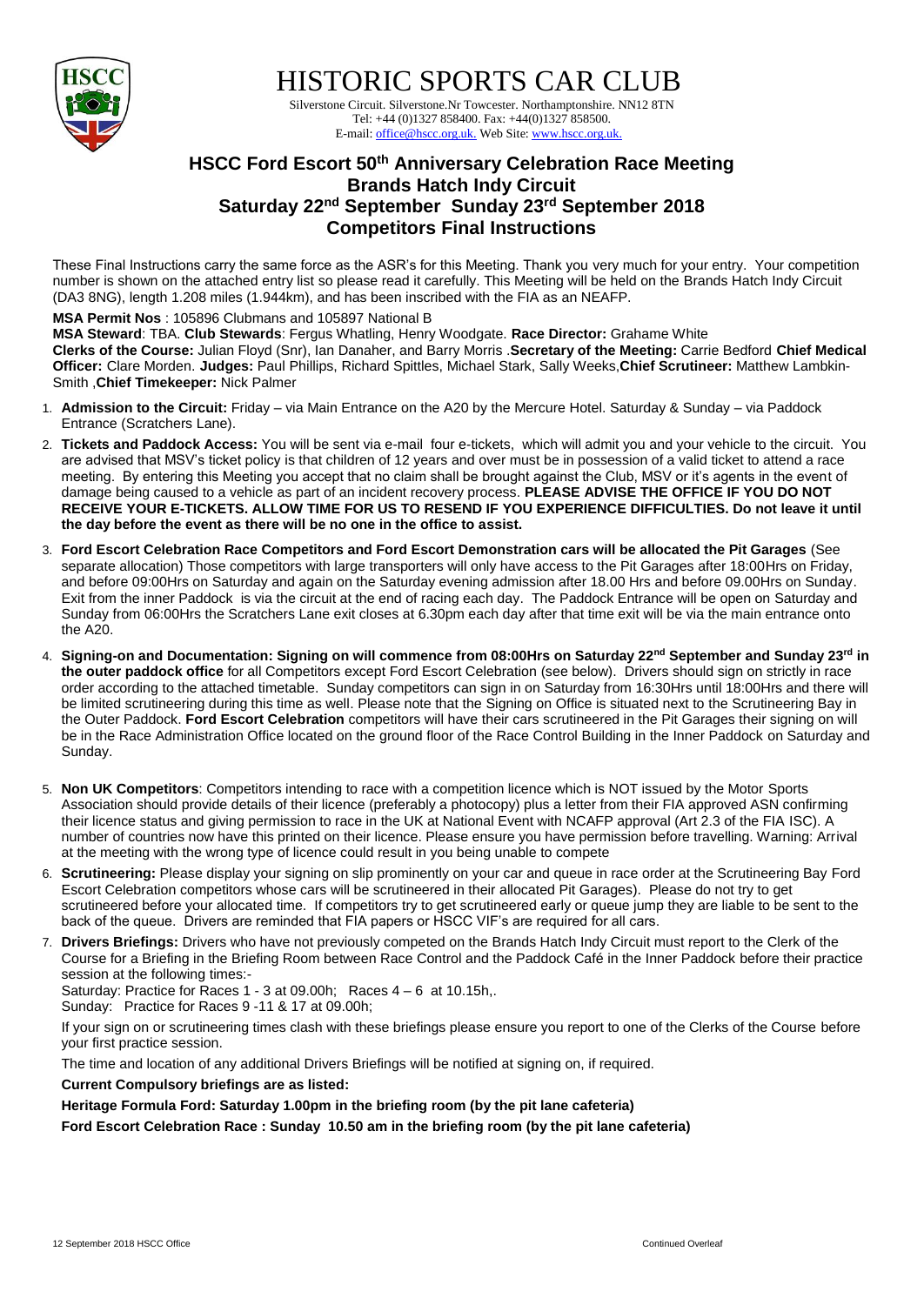# HISTORIC SPORTS CAR CLUB

Silverstone Circuit. Silverstone.Nr Towcester. Northamptonshire. NN12 8TN
Tel: +44 (0)1327 858400. Fax: +44(0)1327 858500.
E-mail: office@hscc.org.uk. Web Site: www.hscc.org.uk.

## HSCC Ford Escort 50th Anniversary Celebration Race Meeting
## Brands Hatch Indy Circuit
## Saturday 22nd September Sunday 23rd September 2018
## Competitors Final Instructions

These Final Instructions carry the same force as the ASR's for this Meeting. Thank you very much for your entry. Your competition number is shown on the attached entry list so please read it carefully. This Meeting will be held on the Brands Hatch Indy Circuit (DA3 8NG), length 1.208 miles (1.944km), and has been inscribed with the FIA as an NEAFP.

**MSA Permit Nos** : 105896 Clubmans and 105897 National B
**MSA Steward**: TBA. **Club Stewards**: Fergus Whatling, Henry Woodgate. **Race Director:** Grahame White
**Clerks of the Course:** Julian Floyd (Snr), Ian Danaher, and Barry Morris .**Secretary of the Meeting:** Carrie Bedford **Chief Medical Officer:** Clare Morden. **Judges:** Paul Phillips, Richard Spittles, Michael Stark, Sally Weeks,**Chief Scrutineer:** Matthew Lambkin-Smith ,**Chief Timekeeper:** Nick Palmer

1. **Admission to the Circuit:** Friday – via Main Entrance on the A20 by the Mercure Hotel. Saturday & Sunday – via Paddock Entrance (Scratchers Lane).
2. **Tickets and Paddock Access:** You will be sent via e-mail four e-tickets, which will admit you and your vehicle to the circuit. You are advised that MSV's ticket policy is that children of 12 years and over must be in possession of a valid ticket to attend a race meeting. By entering this Meeting you accept that no claim shall be brought against the Club, MSV or it's agents in the event of damage being caused to a vehicle as part of an incident recovery process. **PLEASE ADVISE THE OFFICE IF YOU DO NOT RECEIVE YOUR E-TICKETS. ALLOW TIME FOR US TO RESEND IF YOU EXPERIENCE DIFFICULTIES. Do not leave it until the day before the event as there will be no one in the office to assist.**
3. **Ford Escort Celebration Race Competitors and Ford Escort Demonstration cars will be allocated the Pit Garages** (See separate allocation) Those competitors with large transporters will only have access to the Pit Garages after 18:00Hrs on Friday, and before 09:00Hrs on Saturday and again on the Saturday evening admission after 18.00 Hrs and before 09.00Hrs on Sunday. Exit from the inner Paddock is via the circuit at the end of racing each day. The Paddock Entrance will be open on Saturday and Sunday from 06:00Hrs the Scratchers Lane exit closes at 6.30pm each day after that time exit will be via the main entrance onto the A20.
4. **Signing-on and Documentation: Signing on will commence from 08:00Hrs on Saturday 22nd September and Sunday 23rd in the outer paddock office** for all Competitors except Ford Escort Celebration (see below). Drivers should sign on strictly in race order according to the attached timetable. Sunday competitors can sign in on Saturday from 16:30Hrs until 18:00Hrs and there will be limited scrutineering during this time as well. Please note that the Signing on Office is situated next to the Scrutineering Bay in the Outer Paddock. **Ford Escort Celebration** competitors will have their cars scrutineered in the Pit Garages their signing on will be in the Race Administration Office located on the ground floor of the Race Control Building in the Inner Paddock on Saturday and Sunday.
5. **Non UK Competitors**: Competitors intending to race with a competition licence which is NOT issued by the Motor Sports Association should provide details of their licence (preferably a photocopy) plus a letter from their FIA approved ASN confirming their licence status and giving permission to race in the UK at National Event with NCAFP approval (Art 2.3 of the FIA ISC). A number of countries now have this printed on their licence. Please ensure you have permission before travelling. Warning: Arrival at the meeting with the wrong type of licence could result in you being unable to compete
6. **Scrutineering:** Please display your signing on slip prominently on your car and queue in race order at the Scrutineering Bay Ford Escort Celebration competitors whose cars will be scrutineered in their allocated Pit Garages). Please do not try to get scrutineered before your allocated time. If competitors try to get scrutineered early or queue jump they are liable to be sent to the back of the queue. Drivers are reminded that FIA papers or HSCC VIF's are required for all cars.
7. **Drivers Briefings:** Drivers who have not previously competed on the Brands Hatch Indy Circuit must report to the Clerk of the Course for a Briefing in the Briefing Room between Race Control and the Paddock Café in the Inner Paddock before their practice session at the following times:-

   Saturday: Practice for Races 1 - 3 at 09.00h; Races 4 – 6 at 10.15h,.
   Sunday: Practice for Races 9 -11 & 17 at 09.00h;

   If your sign on or scrutineering times clash with these briefings please ensure you report to one of the Clerks of the Course before your first practice session.

   The time and location of any additional Drivers Briefings will be notified at signing on, if required.

   **Current Compulsory briefings are as listed:**

   **Heritage Formula Ford: Saturday 1.00pm in the briefing room (by the pit lane cafeteria)**

   **Ford Escort Celebration Race : Sunday 10.50 am in the briefing room (by the pit lane cafeteria)**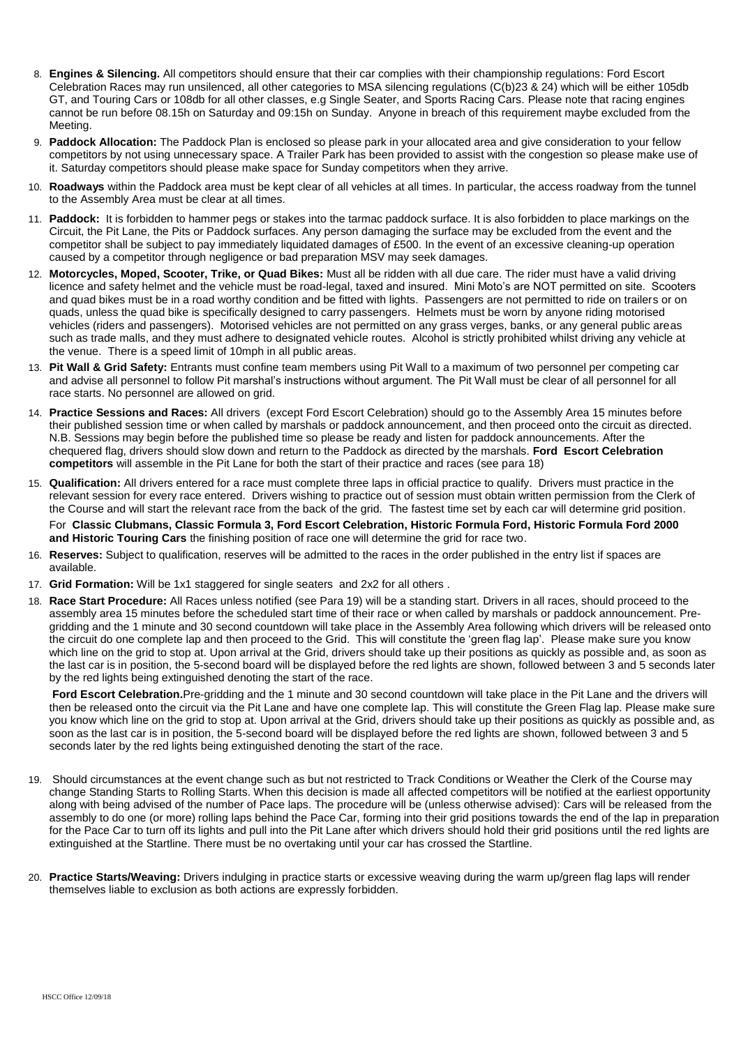8. **Engines & Silencing.** All competitors should ensure that their car complies with their championship regulations: Ford Escort Celebration Races may run unsilenced, all other categories to MSA silencing regulations (C(b)23 & 24) which will be either 105db GT, and Touring Cars or 108db for all other classes, e.g Single Seater, and Sports Racing Cars. Please note that racing engines cannot be run before 08.15h on Saturday and 09:15h on Sunday. Anyone in breach of this requirement maybe excluded from the Meeting.
9. **Paddock Allocation:** The Paddock Plan is enclosed so please park in your allocated area and give consideration to your fellow competitors by not using unnecessary space. A Trailer Park has been provided to assist with the congestion so please make use of it. Saturday competitors should please make space for Sunday competitors when they arrive.
10. **Roadways** within the Paddock area must be kept clear of all vehicles at all times. In particular, the access roadway from the tunnel to the Assembly Area must be clear at all times.
11. **Paddock:** It is forbidden to hammer pegs or stakes into the tarmac paddock surface. It is also forbidden to place markings on the Circuit, the Pit Lane, the Pits or Paddock surfaces. Any person damaging the surface may be excluded from the event and the competitor shall be subject to pay immediately liquidated damages of £500. In the event of an excessive cleaning-up operation caused by a competitor through negligence or bad preparation MSV may seek damages.
12. **Motorcycles, Moped, Scooter, Trike, or Quad Bikes:** Must all be ridden with all due care. The rider must have a valid driving licence and safety helmet and the vehicle must be road-legal, taxed and insured. Mini Moto's are NOT permitted on site. Scooters and quad bikes must be in a road worthy condition and be fitted with lights. Passengers are not permitted to ride on trailers or on quads, unless the quad bike is specifically designed to carry passengers. Helmets must be worn by anyone riding motorised vehicles (riders and passengers). Motorised vehicles are not permitted on any grass verges, banks, or any general public areas such as trade malls, and they must adhere to designated vehicle routes. Alcohol is strictly prohibited whilst driving any vehicle at the venue. There is a speed limit of 10mph in all public areas.
13. **Pit Wall & Grid Safety:** Entrants must confine team members using Pit Wall to a maximum of two personnel per competing car and advise all personnel to follow Pit marshal's instructions without argument. The Pit Wall must be clear of all personnel for all race starts. No personnel are allowed on grid.
14. **Practice Sessions and Races:** All drivers (except Ford Escort Celebration) should go to the Assembly Area 15 minutes before their published session time or when called by marshals or paddock announcement, and then proceed onto the circuit as directed. N.B. Sessions may begin before the published time so please be ready and listen for paddock announcements. After the chequered flag, drivers should slow down and return to the Paddock as directed by the marshals. **Ford Escort Celebration competitors** will assemble in the Pit Lane for both the start of their practice and races (see para 18)
15. **Qualification:** All drivers entered for a race must complete three laps in official practice to qualify. Drivers must practice in the relevant session for every race entered. Drivers wishing to practice out of session must obtain written permission from the Clerk of the Course and will start the relevant race from the back of the grid. The fastest time set by each car will determine grid position.

    For **Classic Clubmans, Classic Formula 3, Ford Escort Celebration, Historic Formula Ford, Historic Formula Ford 2000 and Historic Touring Cars** the finishing position of race one will determine the grid for race two.
16. **Reserves:** Subject to qualification, reserves will be admitted to the races in the order published in the entry list if spaces are available.
17. **Grid Formation:** Will be 1x1 staggered for single seaters and 2x2 for all others .
18. **Race Start Procedure:** All Races unless notified (see Para 19) will be a standing start. Drivers in all races, should proceed to the assembly area 15 minutes before the scheduled start time of their race or when called by marshals or paddock announcement. Pre-gridding and the 1 minute and 30 second countdown will take place in the Assembly Area following which drivers will be released onto the circuit do one complete lap and then proceed to the Grid. This will constitute the 'green flag lap'. Please make sure you know which line on the grid to stop at. Upon arrival at the Grid, drivers should take up their positions as quickly as possible and, as soon as the last car is in position, the 5-second board will be displayed before the red lights are shown, followed between 3 and 5 seconds later by the red lights being extinguished denoting the start of the race.

    **Ford Escort Celebration.** Pre-gridding and the 1 minute and 30 second countdown will take place in the Pit Lane and the drivers will then be released onto the circuit via the Pit Lane and have one complete lap. This will constitute the Green Flag lap. Please make sure you know which line on the grid to stop at. Upon arrival at the Grid, drivers should take up their positions as quickly as possible and, as soon as the last car is in position, the 5-second board will be displayed before the red lights are shown, followed between 3 and 5 seconds later by the red lights being extinguished denoting the start of the race.
19. Should circumstances at the event change such as but not restricted to Track Conditions or Weather the Clerk of the Course may change Standing Starts to Rolling Starts. When this decision is made all affected competitors will be notified at the earliest opportunity along with being advised of the number of Pace laps. The procedure will be (unless otherwise advised): Cars will be released from the assembly to do one (or more) rolling laps behind the Pace Car, forming into their grid positions towards the end of the lap in preparation for the Pace Car to turn off its lights and pull into the Pit Lane after which drivers should hold their grid positions until the red lights are extinguished at the Startline. There must be no overtaking until your car has crossed the Startline.
20. **Practice Starts/Weaving:** Drivers indulging in practice starts or excessive weaving during the warm up/green flag laps will render themselves liable to exclusion as both actions are expressly forbidden.

HSCC Office 12/09/18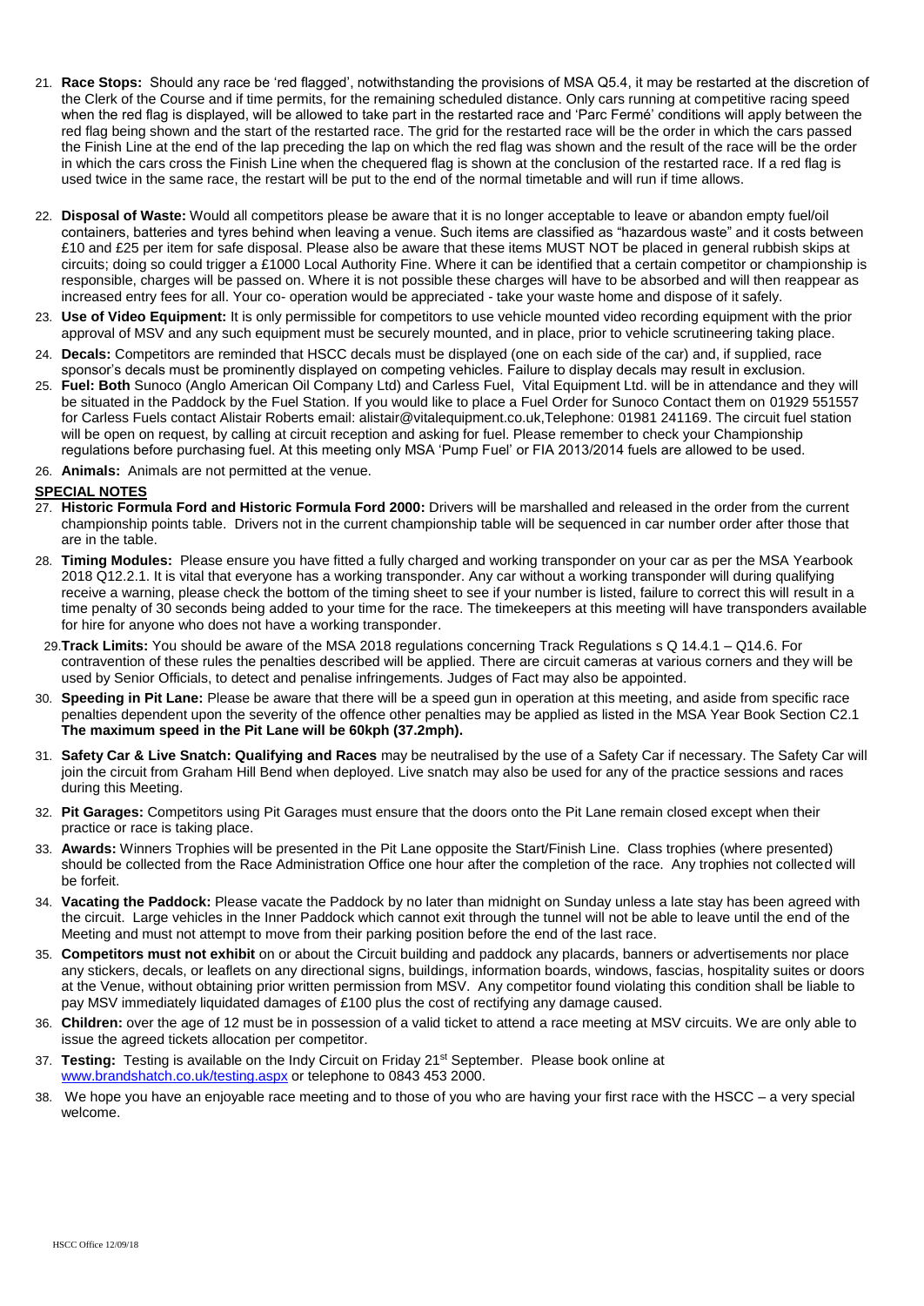21. **Race Stops:** Should any race be 'red flagged', notwithstanding the provisions of MSA Q5.4, it may be restarted at the discretion of the Clerk of the Course and if time permits, for the remaining scheduled distance. Only cars running at competitive racing speed when the red flag is displayed, will be allowed to take part in the restarted race and 'Parc Fermé' conditions will apply between the red flag being shown and the start of the restarted race. The grid for the restarted race will be the order in which the cars passed the Finish Line at the end of the lap preceding the lap on which the red flag was shown and the result of the race will be the order in which the cars cross the Finish Line when the chequered flag is shown at the conclusion of the restarted race. If a red flag is used twice in the same race, the restart will be put to the end of the normal timetable and will run if time allows.

22. **Disposal of Waste:** Would all competitors please be aware that it is no longer acceptable to leave or abandon empty fuel/oil containers, batteries and tyres behind when leaving a venue. Such items are classified as "hazardous waste" and it costs between £10 and £25 per item for safe disposal. Please also be aware that these items MUST NOT be placed in general rubbish skips at circuits; doing so could trigger a £1000 Local Authority Fine. Where it can be identified that a certain competitor or championship is responsible, charges will be passed on. Where it is not possible these charges will have to be absorbed and will then reappear as increased entry fees for all. Your co- operation would be appreciated - take your waste home and dispose of it safely.

23. **Use of Video Equipment:** It is only permissible for competitors to use vehicle mounted video recording equipment with the prior approval of MSV and any such equipment must be securely mounted, and in place, prior to vehicle scrutineering taking place.

24. **Decals:** Competitors are reminded that HSCC decals must be displayed (one on each side of the car) and, if supplied, race sponsor's decals must be prominently displayed on competing vehicles. Failure to display decals may result in exclusion.

25. **Fuel: Both** Sunoco (Anglo American Oil Company Ltd) and Carless Fuel, Vital Equipment Ltd. will be in attendance and they will be situated in the Paddock by the Fuel Station. If you would like to place a Fuel Order for Sunoco Contact them on 01929 551557 for Carless Fuels contact Alistair Roberts email: alistair@vitalequipment.co.uk,Telephone: 01981 241169. The circuit fuel station will be open on request, by calling at circuit reception and asking for fuel. Please remember to check your Championship regulations before purchasing fuel. At this meeting only MSA 'Pump Fuel' or FIA 2013/2014 fuels are allowed to be used.

26. **Animals:** Animals are not permitted at the venue.

**SPECIAL NOTES**

27. **Historic Formula Ford and Historic Formula Ford 2000:** Drivers will be marshalled and released in the order from the current championship points table. Drivers not in the current championship table will be sequenced in car number order after those that are in the table.

28. **Timing Modules:** Please ensure you have fitted a fully charged and working transponder on your car as per the MSA Yearbook 2018 Q12.2.1. It is vital that everyone has a working transponder. Any car without a working transponder will during qualifying receive a warning, please check the bottom of the timing sheet to see if your number is listed, failure to correct this will result in a time penalty of 30 seconds being added to your time for the race. The timekeepers at this meeting will have transponders available for hire for anyone who does not have a working transponder.

29. **Track Limits:** You should be aware of the MSA 2018 regulations concerning Track Regulations s Q 14.4.1 – Q14.6. For contravention of these rules the penalties described will be applied. There are circuit cameras at various corners and they will be used by Senior Officials, to detect and penalise infringements. Judges of Fact may also be appointed.

30. **Speeding in Pit Lane:** Please be aware that there will be a speed gun in operation at this meeting, and aside from specific race penalties dependent upon the severity of the offence other penalties may be applied as listed in the MSA Year Book Section C2.1 **The maximum speed in the Pit Lane will be 60kph (37.2mph).**

31. **Safety Car & Live Snatch: Qualifying and Races** may be neutralised by the use of a Safety Car if necessary. The Safety Car will join the circuit from Graham Hill Bend when deployed. Live snatch may also be used for any of the practice sessions and races during this Meeting.

32. **Pit Garages:** Competitors using Pit Garages must ensure that the doors onto the Pit Lane remain closed except when their practice or race is taking place.

33. **Awards:** Winners Trophies will be presented in the Pit Lane opposite the Start/Finish Line. Class trophies (where presented) should be collected from the Race Administration Office one hour after the completion of the race. Any trophies not collected will be forfeit.

34. **Vacating the Paddock:** Please vacate the Paddock by no later than midnight on Sunday unless a late stay has been agreed with the circuit. Large vehicles in the Inner Paddock which cannot exit through the tunnel will not be able to leave until the end of the Meeting and must not attempt to move from their parking position before the end of the last race.

35. **Competitors must not exhibit** on or about the Circuit building and paddock any placards, banners or advertisements nor place any stickers, decals, or leaflets on any directional signs, buildings, information boards, windows, fascias, hospitality suites or doors at the Venue, without obtaining prior written permission from MSV. Any competitor found violating this condition shall be liable to pay MSV immediately liquidated damages of £100 plus the cost of rectifying any damage caused.

36. **Children:** over the age of 12 must be in possession of a valid ticket to attend a race meeting at MSV circuits. We are only able to issue the agreed tickets allocation per competitor.

37. **Testing:** Testing is available on the Indy Circuit on Friday 21st September. Please book online at www.brandshatch.co.uk/testing.aspx or telephone to 0843 453 2000.

38. We hope you have an enjoyable race meeting and to those of you who are having your first race with the HSCC – a very special welcome.

HSCC Office 12/09/18